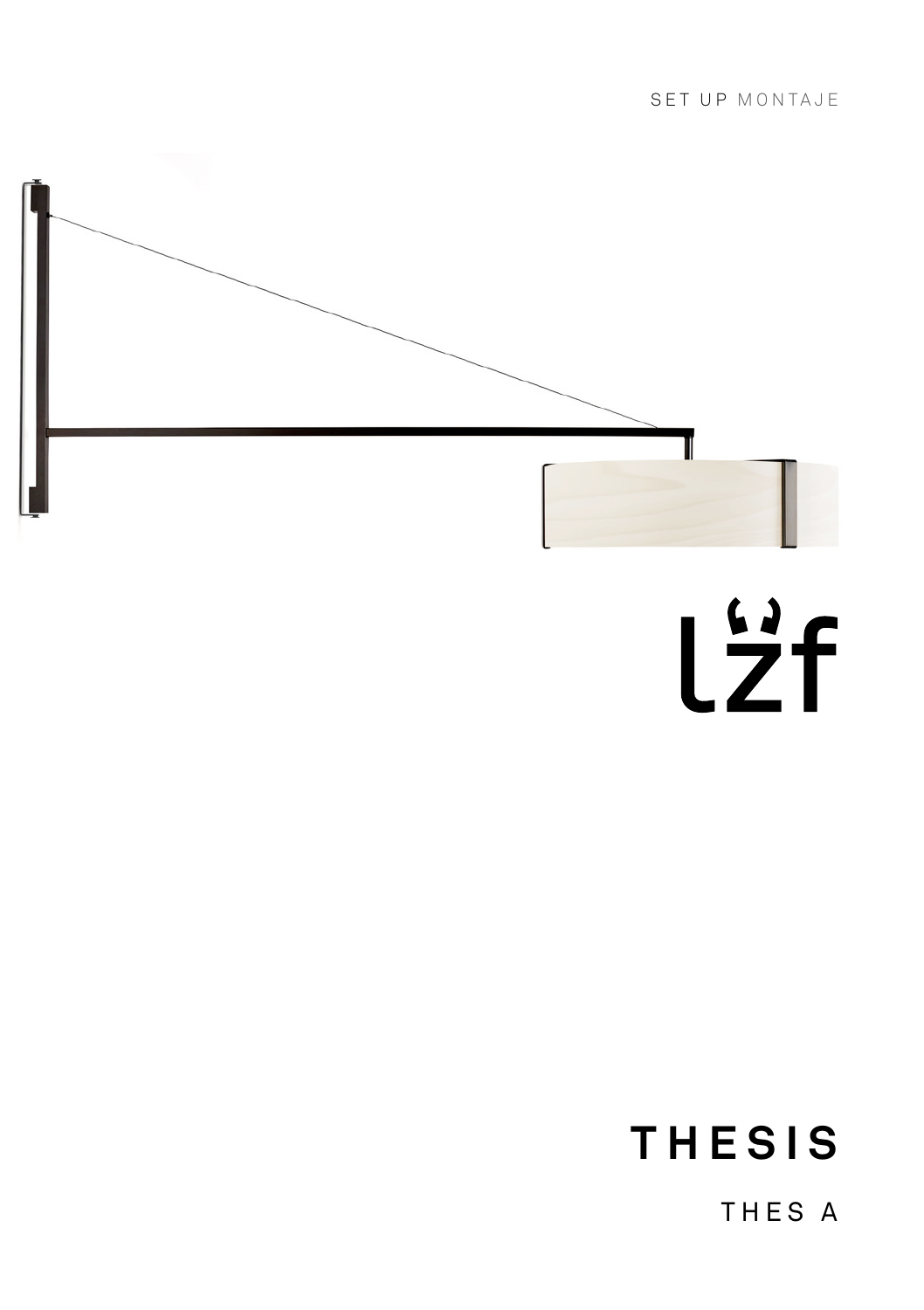SET UP MONTAJE

lzf

# THESIS

THES A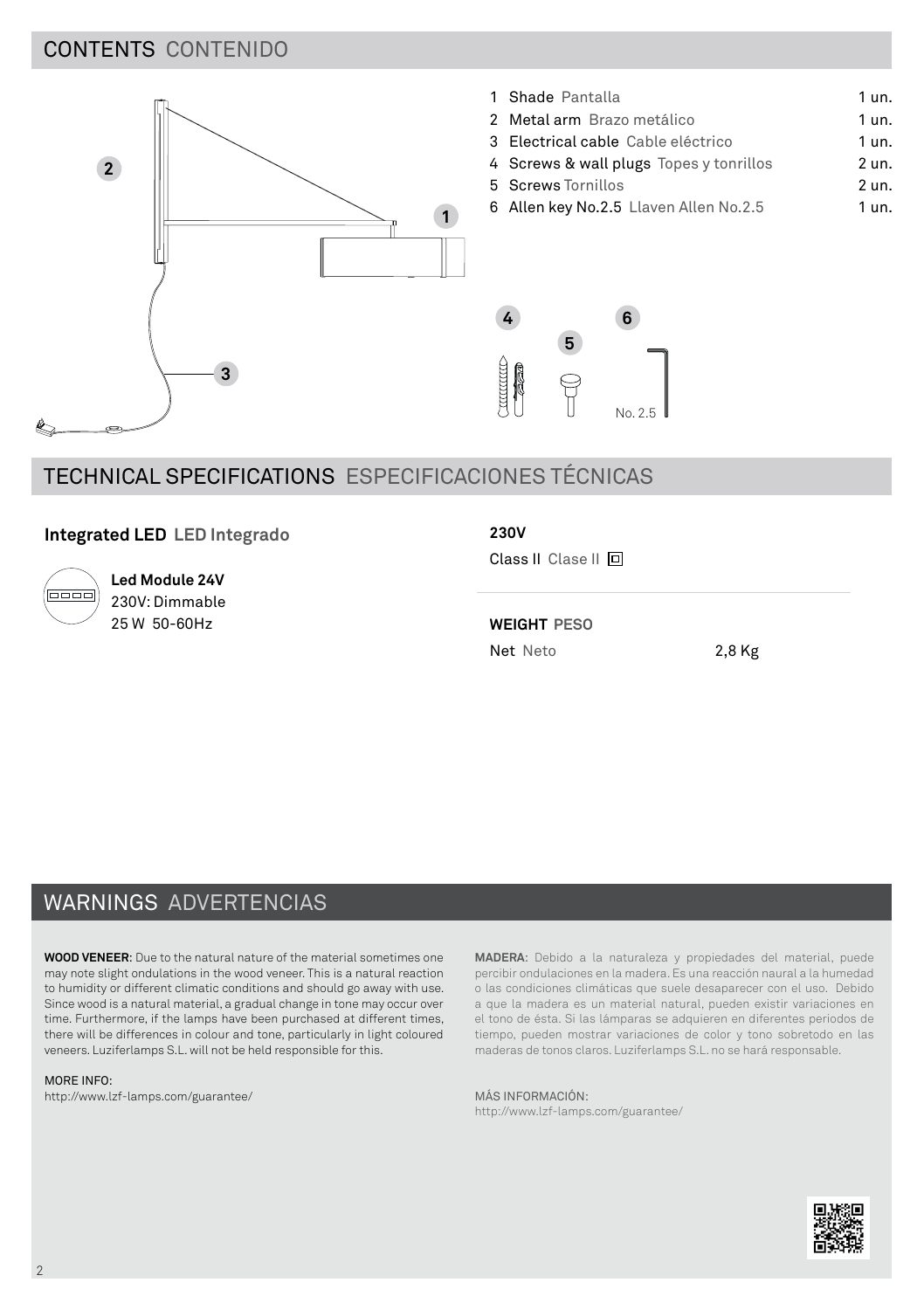## CONTENTS CONTENIDO

| | | |
|---|---|---|
| 1 | **Shade** Pantalla | 1 un. |
| 2 | **Metal arm** Brazo metálico | 1 un. |
| 3 | **Electrical cable** Cable eléctrico | 1 un. |
| 4 | **Screws & wall plugs** Topes y tonrillos | 2 un. |
| 5 | **Screws** Tornillos | 2 un. |
| 6 | **Allen key No.2.5** Llaven Allen No.2.5 | 1 un. |

No. 2.5

## TECHNICAL SPECIFICATIONS ESPECIFICACIONES TÉCNICAS

**Integrated LED LED Integrado**

**Led Module 24V**
230V: Dimmable
25 W 50-60Hz

**230V**

Class II Clase II

**WEIGHT PESO**

Net Neto 2,8 Kg

## WARNINGS ADVERTENCIAS

**WOOD VENEER**: Due to the natural nature of the material sometimes one may note slight ondulations in the wood veneer. This is a natural reaction to humidity or different climatic conditions and should go away with use. Since wood is a natural material, a gradual change in tone may occur over time. Furthermore, if the lamps have been purchased at different times, there will be differences in colour and tone, particularly in light coloured veneers. Luziferlamps S.L. will not be held responsible for this.

MORE INFO:
http://www.lzf-lamps.com/guarantee/

**MADERA**: Debido a la naturaleza y propiedades del material, puede percibir ondulaciones en la madera. Es una reacción naural a la humedad o las condiciones climáticas que suele desaparecer con el uso. Debido a que la madera es un material natural, pueden existir variaciones en el tono de ésta. Si las lámparas se adquieren en diferentes periodos de tiempo, pueden mostrar variaciones de color y tono sobretodo en las maderas de tonos claros. Luziferlamps S.L. no se hará responsable.

MÁS INFORMACIÓN:
http://www.lzf-lamps.com/guarantee/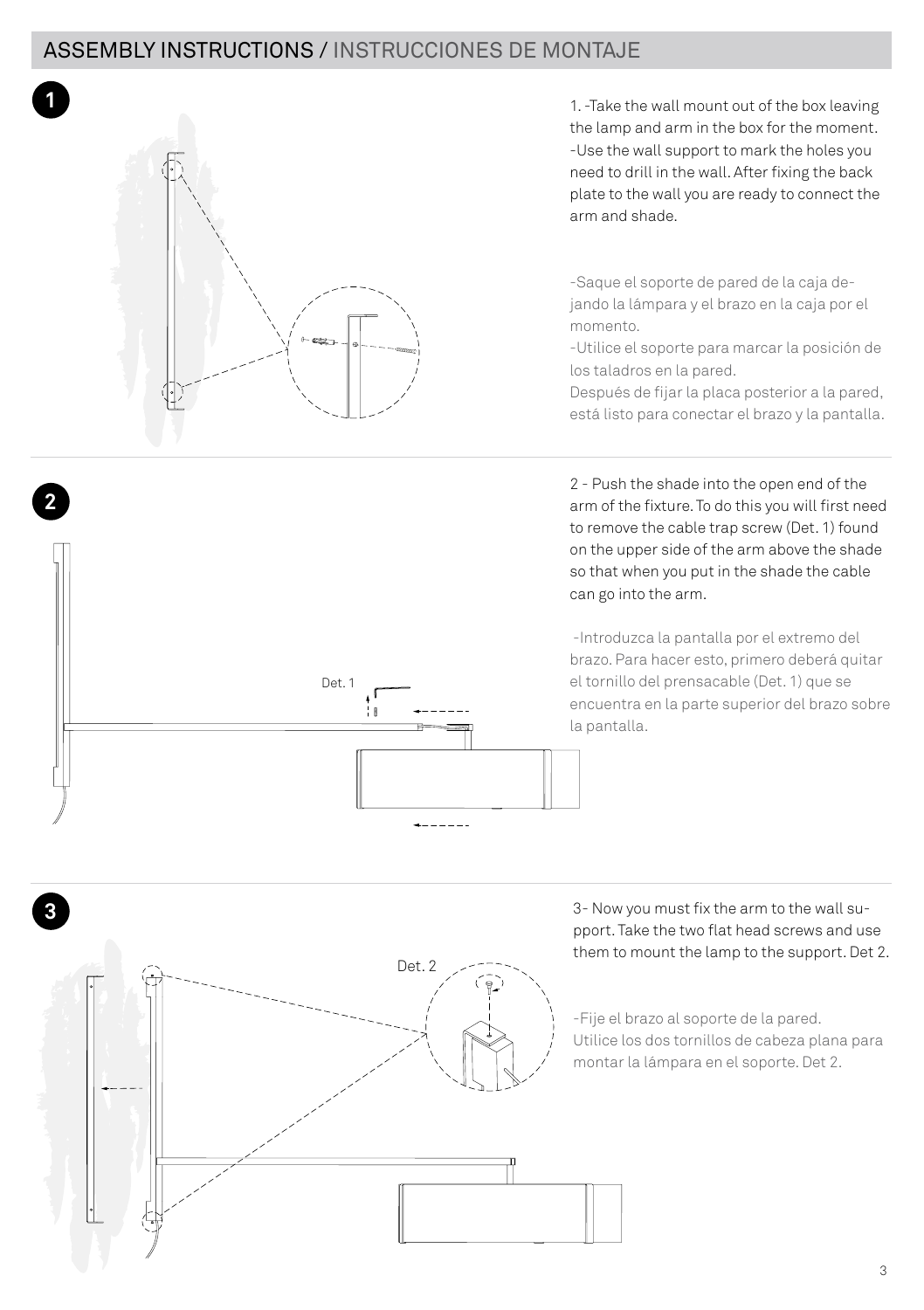## ASSEMBLY INSTRUCTIONS / INSTRUCCIONES DE MONTAJE

**1**

1. -Take the wall mount out of the box leaving the lamp and arm in the box for the moment.
-Use the wall support to mark the holes you need to drill in the wall. After fixing the back plate to the wall you are ready to connect the arm and shade.

-Saque el soporte de pared de la caja dejando la lámpara y el brazo en la caja por el momento.
-Utilice el soporte para marcar la posición de los taladros en la pared.
Después de fijar la placa posterior a la pared, está listo para conectar el brazo y la pantalla.

**2**

Det. 1

2 - Push the shade into the open end of the arm of the fixture. To do this you will first need to remove the cable trap screw (Det. 1) found on the upper side of the arm above the shade so that when you put in the shade the cable can go into the arm.

-Introduzca la pantalla por el extremo del brazo. Para hacer esto, primero deberá quitar el tornillo del prensacable (Det. 1) que se encuentra en la parte superior del brazo sobre la pantalla.

**3**

Det. 2

3- Now you must fix the arm to the wall support. Take the two flat head screws and use them to mount the lamp to the support. Det 2.

-Fije el brazo al soporte de la pared.
Utilice los dos tornillos de cabeza plana para montar la lámpara en el soporte. Det 2.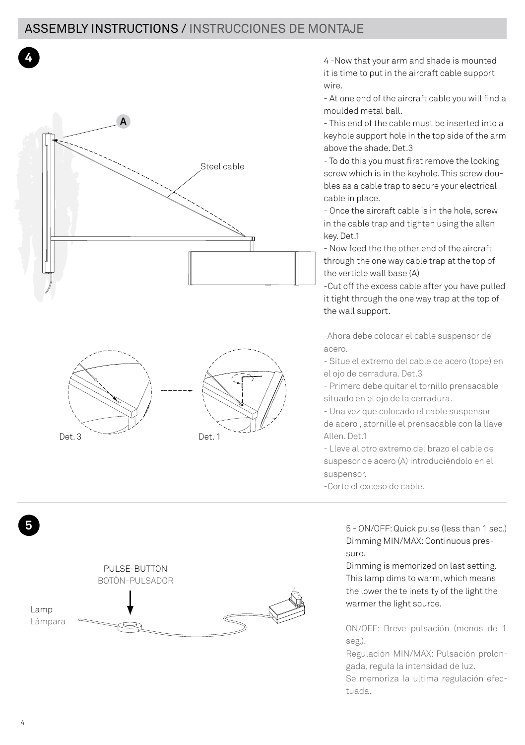## ASSEMBLY INSTRUCTIONS / INSTRUCCIONES DE MONTAJE

**4**

A

Steel cable

Det. 3

Det. 1

4 -Now that your arm and shade is mounted it is time to put in the aircraft cable support wire.

- At one end of the aircraft cable you will find a moulded metal ball.
- This end of the cable must be inserted into a keyhole support hole in the top side of the arm above the shade. Det.3
- To do this you must first remove the locking screw which is in the keyhole. This screw doubles as a cable trap to secure your electrical cable in place.
- Once the aircraft cable is in the hole, screw in the cable trap and tighten using the allen key. Det.1
- Now feed the the other end of the aircraft through the one way cable trap at the top of the verticle wall base (A)

-Cut off the excess cable after you have pulled it tight through the one way trap at the top of the wall support.

-Ahora debe colocar el cable suspensor de acero.

- Situe el extremo del cable de acero (tope) en el ojo de cerradura. Det.3
- Primero debe quitar el tornillo prensacable situado en el ojo de la cerradura.
- Una vez que colocado el cable suspensor de acero , atornille el prensacable con la llave Allen. Det.1
- Lleve al otro extremo del brazo el cable de suspesor de acero (A) introduciéndolo en el suspensor.

-Corte el exceso de cable.

**5**

PULSE-BUTTON
BOTÓN-PULSADOR

Lamp
Lámpara

5 - ON/OFF: Quick pulse (less than 1 sec.)
Dimming MIN/MAX: Continuous pressure.
Dimming is memorized on last setting. This lamp dims to warm, which means the lower the te inetsity of the light the warmer the light source.

ON/OFF: Breve pulsación (menos de 1 seg.).
Regulación MIN/MAX: Pulsación prolongada, regula la intensidad de luz.
Se memoriza la ultima regulación efectuada.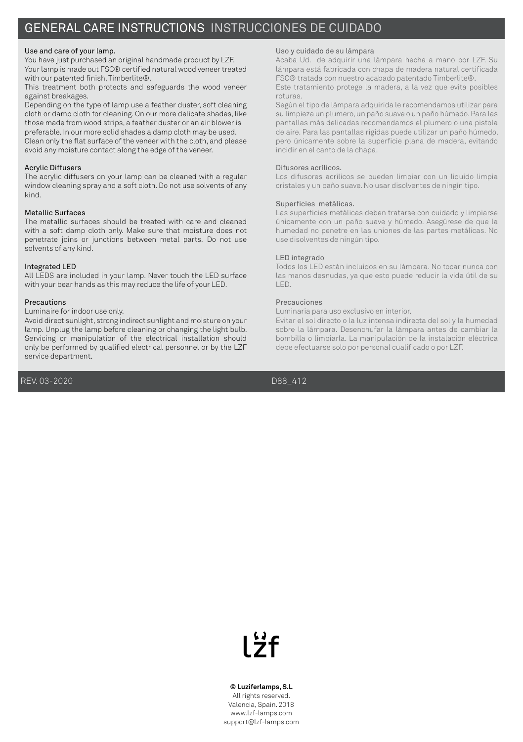## GENERAL CARE INSTRUCTIONS INSTRUCCIONES DE CUIDADO

Use and care of your lamp.

You have just purchased an original handmade product by LZF. Your lamp is made out FSC® certified natural wood veneer treated with our patented finish, Timberlite®.

This treatment both protects and safeguards the wood veneer against breakages.

Depending on the type of lamp use a feather duster, soft cleaning cloth or damp cloth for cleaning. On our more delicate shades, like those made from wood strips, a feather duster or an air blower is preferable. In our more solid shades a damp cloth may be used. Clean only the flat surface of the veneer with the cloth, and please avoid any moisture contact along the edge of the veneer.

Acrylic Diffusers

The acrylic diffusers on your lamp can be cleaned with a regular window cleaning spray and a soft cloth. Do not use solvents of any kind.

Metallic Surfaces

The metallic surfaces should be treated with care and cleaned with a soft damp cloth only. Make sure that moisture does not penetrate joins or junctions between metal parts. Do not use solvents of any kind.

Integrated LED

All LEDS are included in your lamp. Never touch the LED surface with your bear hands as this may reduce the life of your LED.

Precautions

Luminaire for indoor use only.

Avoid direct sunlight, strong indirect sunlight and moisture on your lamp. Unplug the lamp before cleaning or changing the light bulb. Servicing or manipulation of the electrical installation should only be performed by qualified electrical personnel or by the LZF service department.

Uso y cuidado de su lámpara

Acaba Ud. de adquirir una lámpara hecha a mano por LZF. Su lámpara está fabricada con chapa de madera natural certificada FSC® tratada con nuestro acabado patentado Timberlite®.

Este tratamiento protege la madera, a la vez que evita posibles roturas.

Según el tipo de lámpara adquirida le recomendamos utilizar para su limpieza un plumero, un paño suave o un paño húmedo. Para las pantallas más delicadas recomendamos el plumero o una pistola de aire. Para las pantallas rígidas puede utilizar un paño húmedo, pero únicamente sobre la superficie plana de madera, evitando incidir en el canto de la chapa.

Difusores acrílicos.

Los difusores acrílicos se pueden limpiar con un liquido limpia cristales y un paño suave. No usar disolventes de ningún tipo.

Superficies metálicas.

Las superficies metálicas deben tratarse con cuidado y limpiarse únicamente con un paño suave y húmedo. Asegúrese de que la humedad no penetre en las uniones de las partes metálicas. No use disolventes de ningún tipo.

LED integrado

Todos los LED están incluidos en su lámpara. No tocar nunca con las manos desnudas, ya que esto puede reducir la vida útil de su LED.

Precauciones

Luminaria para uso exclusivo en interior.

Evitar el sol directo o la luz intensa indirecta del sol y la humedad sobre la lámpara. Desenchufar la lámpara antes de cambiar la bombilla o limpiarla. La manipulación de la instalación eléctrica debe efectuarse solo por personal cualificado o por LZF.

REV. 03-2020 D88_412

lzf

**© Luziferlamps, S.L**
All rights reserved.
Valencia, Spain. 2018
www.lzf-lamps.com
support@lzf-lamps.com